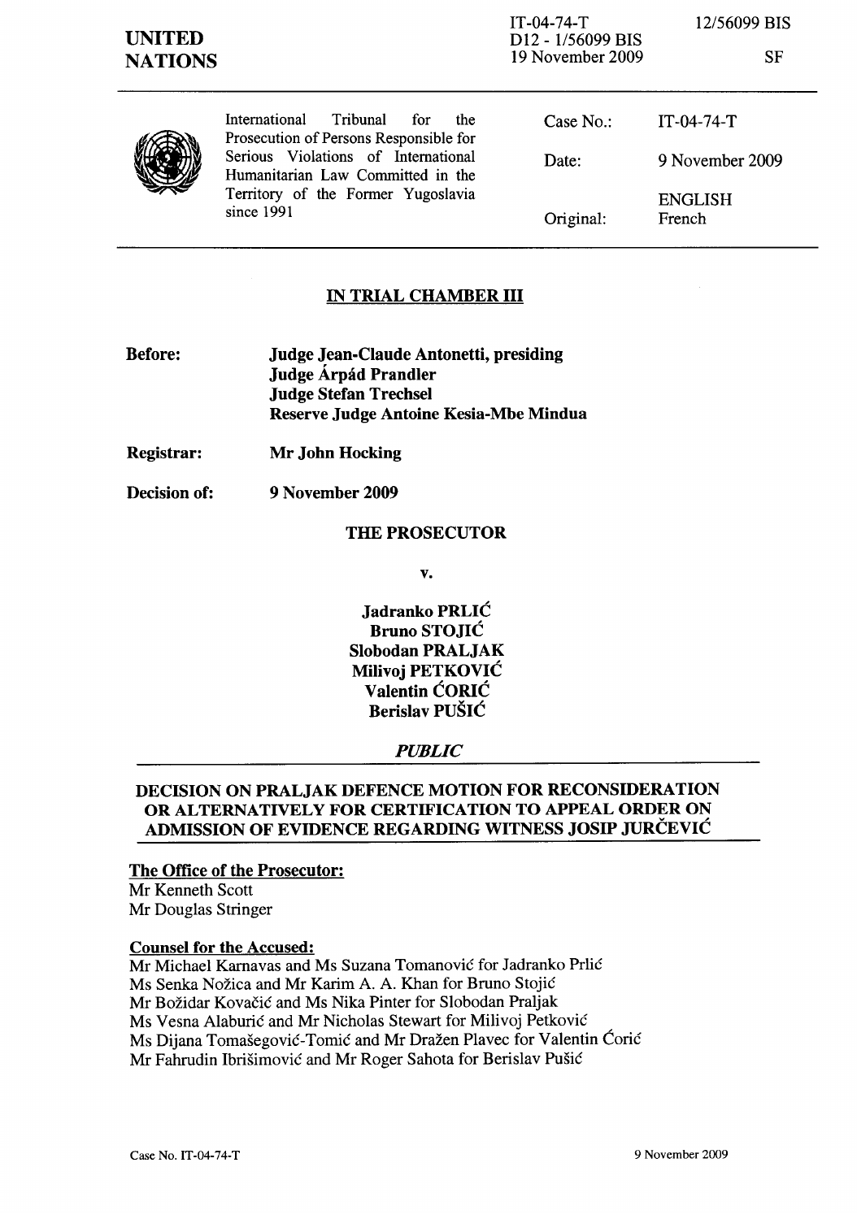**UNITED NATIONS**

IT-04-74-T
D12 - 1/56099 BIS
19 November 2009

12/56099 BIS

SF

International Tribunal for the Prosecution of Persons Responsible for Serious Violations of International Humanitarian Law Committed in the Territory of the Former Yugoslavia since 1991

| | |
|---|---|
| Case No.: | IT-04-74-T |
| Date: | 9 November 2009 |
| | ENGLISH |
| Original: | French |

## IN TRIAL CHAMBER III

**Before:** **Judge Jean-Claude Antonetti, presiding**
**Judge Árpád Prandler**
**Judge Stefan Trechsel**
**Reserve Judge Antoine Kesia-Mbe Mindua**

**Registrar:** **Mr John Hocking**

**Decision of:** **9 November 2009**

**THE PROSECUTOR**

**v.**

**Jadranko PRLIĆ**
**Bruno STOJIĆ**
**Slobodan PRALJAK**
**Milivoj PETKOVIĆ**
**Valentin ĆORIĆ**
**Berislav PUŠIĆ**

***PUBLIC***

**DECISION ON PRALJAK DEFENCE MOTION FOR RECONSIDERATION OR ALTERNATIVELY FOR CERTIFICATION TO APPEAL ORDER ON ADMISSION OF EVIDENCE REGARDING WITNESS JOSIP JURČEVIĆ**

**The Office of the Prosecutor:**
Mr Kenneth Scott
Mr Douglas Stringer

**Counsel for the Accused:**
Mr Michael Karnavas and Ms Suzana Tomanović for Jadranko Prlić
Ms Senka Nožica and Mr Karim A. A. Khan for Bruno Stojić
Mr Božidar Kovačić and Ms Nika Pinter for Slobodan Praljak
Ms Vesna Alaburić and Mr Nicholas Stewart for Milivoj Petković
Ms Dijana Tomašegović-Tomić and Mr Dražen Plavec for Valentin Ćorić
Mr Fahrudin Ibrišimović and Mr Roger Sahota for Berislav Pušić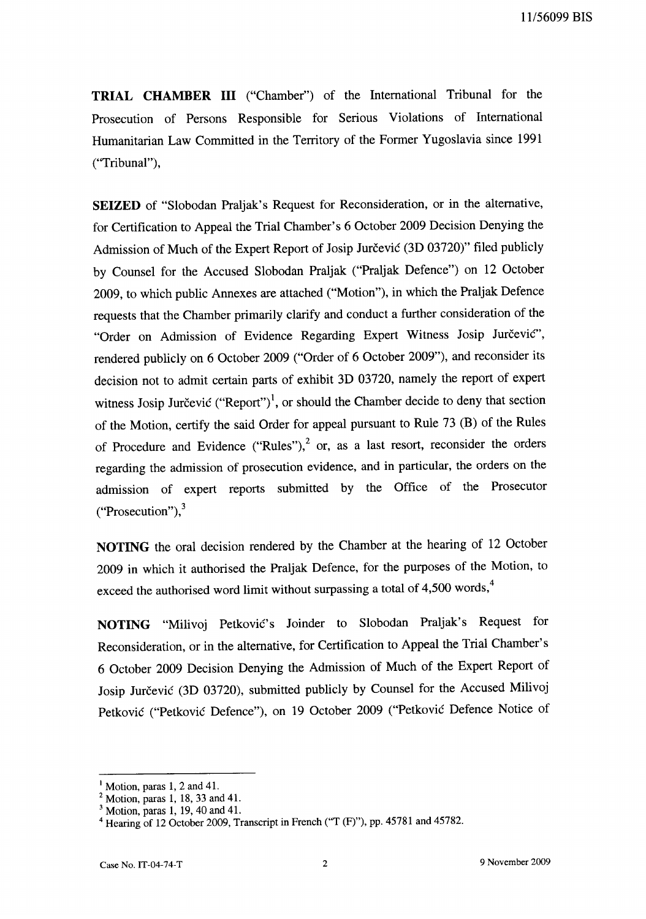**TRIAL CHAMBER III** ("Chamber") of the International Tribunal for the Prosecution of Persons Responsible for Serious Violations of International Humanitarian Law Committed in the Territory of the Former Yugoslavia since 1991 ("Tribunal"),

**SEIZED** of "Slobodan Praljak's Request for Reconsideration, or in the alternative, for Certification to Appeal the Trial Chamber's 6 October 2009 Decision Denying the Admission of Much of the Expert Report of Josip Jurčević (3D 03720)" filed publicly by Counsel for the Accused Slobodan Praljak ("Praljak Defence") on 12 October 2009, to which public Annexes are attached ("Motion"), in which the Praljak Defence requests that the Chamber primarily clarify and conduct a further consideration of the "Order on Admission of Evidence Regarding Expert Witness Josip Jurčević", rendered publicly on 6 October 2009 ("Order of 6 October 2009"), and reconsider its decision not to admit certain parts of exhibit 3D 03720, namely the report of expert witness Josip Jurčević ("Report")[1], or should the Chamber decide to deny that section of the Motion, certify the said Order for appeal pursuant to Rule 73 (B) of the Rules of Procedure and Evidence ("Rules"),[2] or, as a last resort, reconsider the orders regarding the admission of prosecution evidence, and in particular, the orders on the admission of expert reports submitted by the Office of the Prosecutor ("Prosecution"),[3]

**NOTING** the oral decision rendered by the Chamber at the hearing of 12 October 2009 in which it authorised the Praljak Defence, for the purposes of the Motion, to exceed the authorised word limit without surpassing a total of 4,500 words,[4]

**NOTING** "Milivoj Petković's Joinder to Slobodan Praljak's Request for Reconsideration, or in the alternative, for Certification to Appeal the Trial Chamber's 6 October 2009 Decision Denying the Admission of Much of the Expert Report of Josip Jurčević (3D 03720), submitted publicly by Counsel for the Accused Milivoj Petković ("Petković Defence"), on 19 October 2009 ("Petković Defence Notice of

---

[1] Motion, paras 1, 2 and 41.

[2] Motion, paras 1, 18, 33 and 41.

[3] Motion, paras 1, 19, 40 and 41.

[4] Hearing of 12 October 2009, Transcript in French ("T (F)"), pp. 45781 and 45782.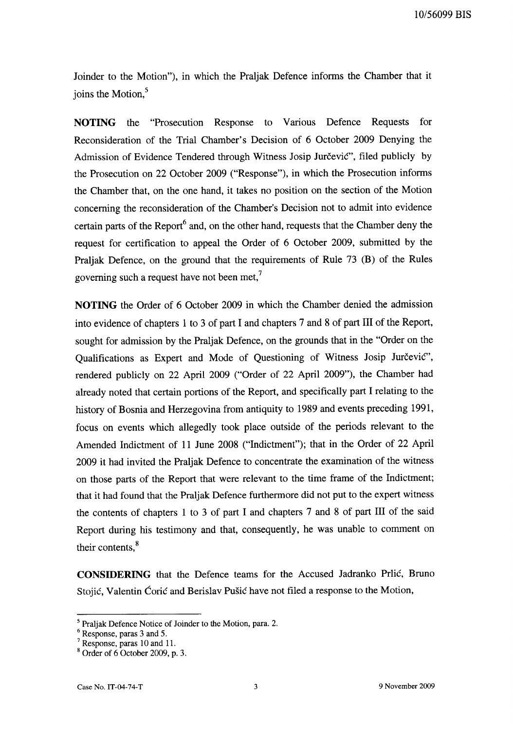Joinder to the Motion"), in which the Praljak Defence informs the Chamber that it joins the Motion,[5]

**NOTING** the "Prosecution Response to Various Defence Requests for Reconsideration of the Trial Chamber's Decision of 6 October 2009 Denying the Admission of Evidence Tendered through Witness Josip Jurčević", filed publicly by the Prosecution on 22 October 2009 ("Response"), in which the Prosecution informs the Chamber that, on the one hand, it takes no position on the section of the Motion concerning the reconsideration of the Chamber's Decision not to admit into evidence certain parts of the Report[6] and, on the other hand, requests that the Chamber deny the request for certification to appeal the Order of 6 October 2009, submitted by the Praljak Defence, on the ground that the requirements of Rule 73 (B) of the Rules governing such a request have not been met,[7]

**NOTING** the Order of 6 October 2009 in which the Chamber denied the admission into evidence of chapters 1 to 3 of part I and chapters 7 and 8 of part III of the Report, sought for admission by the Praljak Defence, on the grounds that in the "Order on the Qualifications as Expert and Mode of Questioning of Witness Josip Jurčević", rendered publicly on 22 April 2009 ("Order of 22 April 2009"), the Chamber had already noted that certain portions of the Report, and specifically part I relating to the history of Bosnia and Herzegovina from antiquity to 1989 and events preceding 1991, focus on events which allegedly took place outside of the periods relevant to the Amended Indictment of 11 June 2008 ("Indictment"); that in the Order of 22 April 2009 it had invited the Praljak Defence to concentrate the examination of the witness on those parts of the Report that were relevant to the time frame of the Indictment; that it had found that the Praljak Defence furthermore did not put to the expert witness the contents of chapters 1 to 3 of part I and chapters 7 and 8 of part III of the said Report during his testimony and that, consequently, he was unable to comment on their contents,[8]

**CONSIDERING** that the Defence teams for the Accused Jadranko Prlić, Bruno Stojić, Valentin Ćorić and Berislav Pušić have not filed a response to the Motion,

---

[5] Praljak Defence Notice of Joinder to the Motion, para. 2.

[6] Response, paras 3 and 5.

[7] Response, paras 10 and 11.

[8] Order of 6 October 2009, p. 3.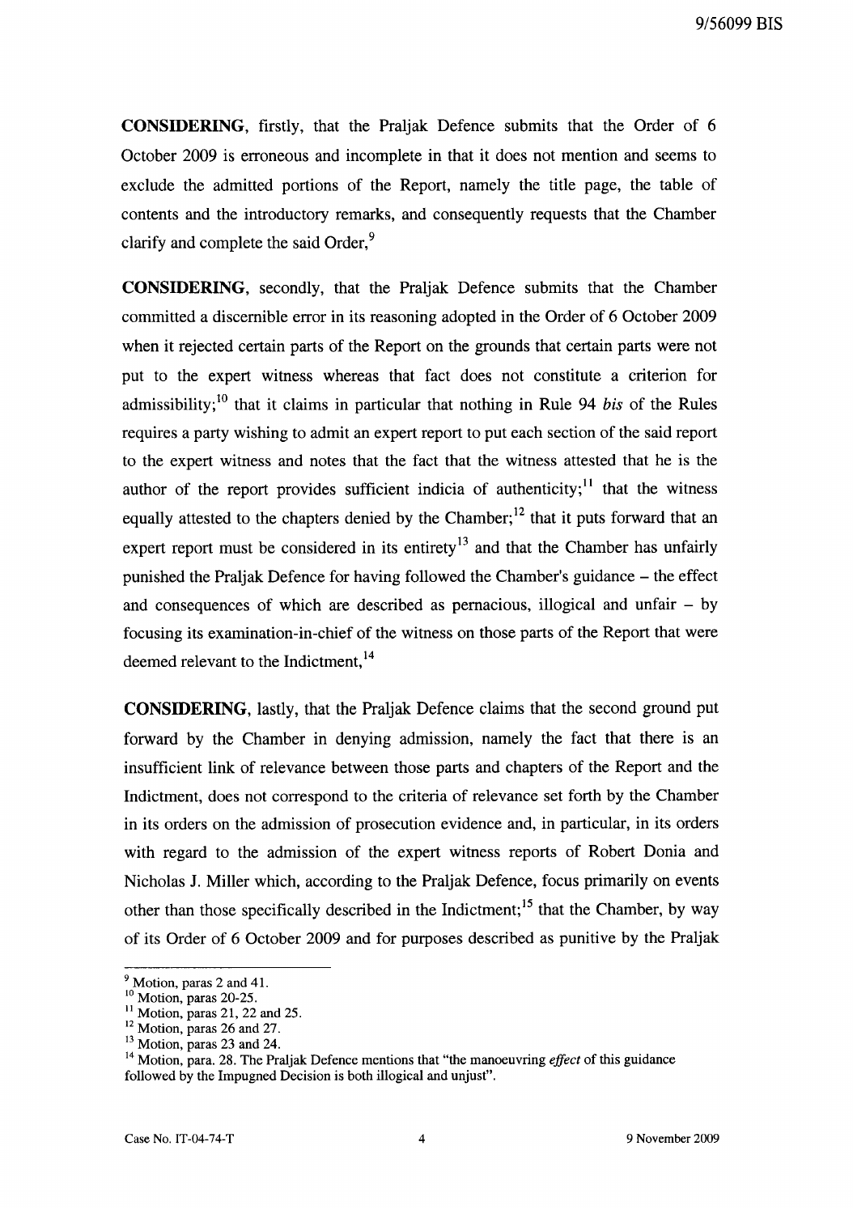**CONSIDERING**, firstly, that the Praljak Defence submits that the Order of 6 October 2009 is erroneous and incomplete in that it does not mention and seems to exclude the admitted portions of the Report, namely the title page, the table of contents and the introductory remarks, and consequently requests that the Chamber clarify and complete the said Order,[9]

**CONSIDERING**, secondly, that the Praljak Defence submits that the Chamber committed a discernible error in its reasoning adopted in the Order of 6 October 2009 when it rejected certain parts of the Report on the grounds that certain parts were not put to the expert witness whereas that fact does not constitute a criterion for admissibility;[10] that it claims in particular that nothing in Rule 94 *bis* of the Rules requires a party wishing to admit an expert report to put each section of the said report to the expert witness and notes that the fact that the witness attested that he is the author of the report provides sufficient indicia of authenticity;[11] that the witness equally attested to the chapters denied by the Chamber;[12] that it puts forward that an expert report must be considered in its entirety[13] and that the Chamber has unfairly punished the Praljak Defence for having followed the Chamber's guidance – the effect and consequences of which are described as pernacious, illogical and unfair – by focusing its examination-in-chief of the witness on those parts of the Report that were deemed relevant to the Indictment,[14]

**CONSIDERING**, lastly, that the Praljak Defence claims that the second ground put forward by the Chamber in denying admission, namely the fact that there is an insufficient link of relevance between those parts and chapters of the Report and the Indictment, does not correspond to the criteria of relevance set forth by the Chamber in its orders on the admission of prosecution evidence and, in particular, in its orders with regard to the admission of the expert witness reports of Robert Donia and Nicholas J. Miller which, according to the Praljak Defence, focus primarily on events other than those specifically described in the Indictment;[15] that the Chamber, by way of its Order of 6 October 2009 and for purposes described as punitive by the Praljak

---

[9] Motion, paras 2 and 41.

[10] Motion, paras 20-25.

[11] Motion, paras 21, 22 and 25.

[12] Motion, paras 26 and 27.

[13] Motion, paras 23 and 24.

[14] Motion, para. 28. The Praljak Defence mentions that "the manoeuvring *effect* of this guidance followed by the Impugned Decision is both illogical and unjust".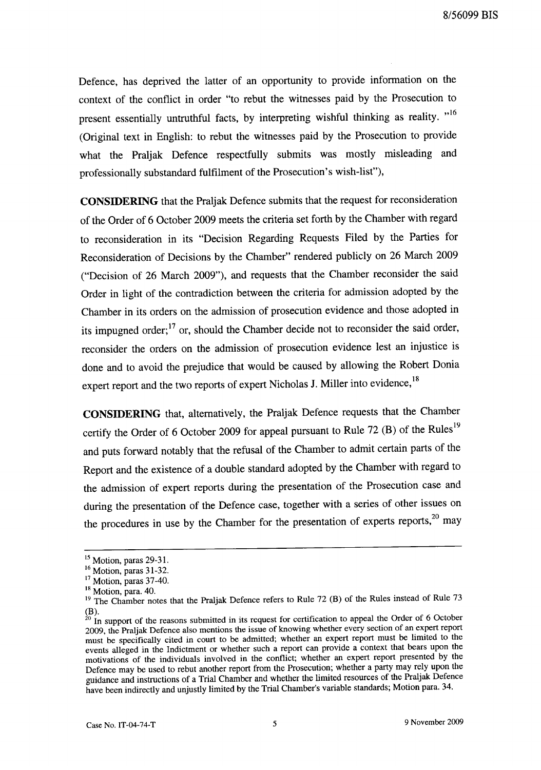Defence, has deprived the latter of an opportunity to provide information on the context of the conflict in order "to rebut the witnesses paid by the Prosecution to present essentially untruthful facts, by interpreting wishful thinking as reality. "[16] (Original text in English: to rebut the witnesses paid by the Prosecution to provide what the Praljak Defence respectfully submits was mostly misleading and professionally substandard fulfilment of the Prosecution's wish-list"),

**CONSIDERING** that the Praljak Defence submits that the request for reconsideration of the Order of 6 October 2009 meets the criteria set forth by the Chamber with regard to reconsideration in its "Decision Regarding Requests Filed by the Parties for Reconsideration of Decisions by the Chamber" rendered publicly on 26 March 2009 ("Decision of 26 March 2009"), and requests that the Chamber reconsider the said Order in light of the contradiction between the criteria for admission adopted by the Chamber in its orders on the admission of prosecution evidence and those adopted in its impugned order;[17] or, should the Chamber decide not to reconsider the said order, reconsider the orders on the admission of prosecution evidence lest an injustice is done and to avoid the prejudice that would be caused by allowing the Robert Donia expert report and the two reports of expert Nicholas J. Miller into evidence,[18]

**CONSIDERING** that, alternatively, the Praljak Defence requests that the Chamber certify the Order of 6 October 2009 for appeal pursuant to Rule 72 (B) of the Rules[19] and puts forward notably that the refusal of the Chamber to admit certain parts of the Report and the existence of a double standard adopted by the Chamber with regard to the admission of expert reports during the presentation of the Prosecution case and during the presentation of the Defence case, together with a series of other issues on the procedures in use by the Chamber for the presentation of experts reports,[20] may

---

[15] Motion, paras 29-31.

[16] Motion, paras 31-32.

[17] Motion, paras 37-40.

[18] Motion, para. 40.

[19] The Chamber notes that the Praljak Defence refers to Rule 72 (B) of the Rules instead of Rule 73 (B).

[20] In support of the reasons submitted in its request for certification to appeal the Order of 6 October 2009, the Praljak Defence also mentions the issue of knowing whether every section of an expert report must be specifically cited in court to be admitted; whether an expert report must be limited to the events alleged in the Indictment or whether such a report can provide a context that bears upon the motivations of the individuals involved in the conflict; whether an expert report presented by the Defence may be used to rebut another report from the Prosecution; whether a party may rely upon the guidance and instructions of a Trial Chamber and whether the limited resources of the Praljak Defence have been indirectly and unjustly limited by the Trial Chamber's variable standards; Motion para. 34.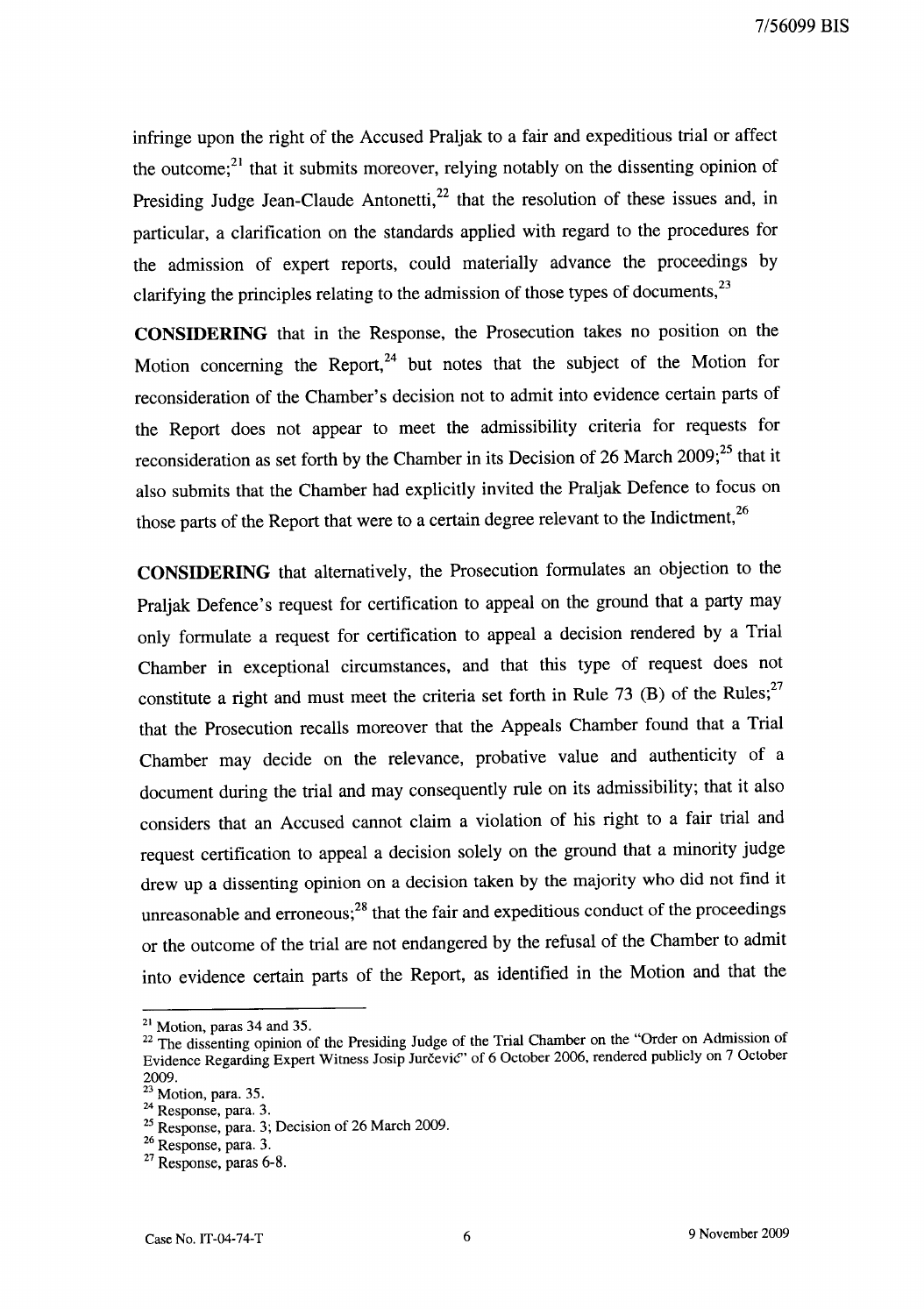infringe upon the right of the Accused Praljak to a fair and expeditious trial or affect the outcome;[21] that it submits moreover, relying notably on the dissenting opinion of Presiding Judge Jean-Claude Antonetti,[22] that the resolution of these issues and, in particular, a clarification on the standards applied with regard to the procedures for the admission of expert reports, could materially advance the proceedings by clarifying the principles relating to the admission of those types of documents,[23]

**CONSIDERING** that in the Response, the Prosecution takes no position on the Motion concerning the Report,[24] but notes that the subject of the Motion for reconsideration of the Chamber's decision not to admit into evidence certain parts of the Report does not appear to meet the admissibility criteria for requests for reconsideration as set forth by the Chamber in its Decision of 26 March 2009;[25] that it also submits that the Chamber had explicitly invited the Praljak Defence to focus on those parts of the Report that were to a certain degree relevant to the Indictment,[26]

**CONSIDERING** that alternatively, the Prosecution formulates an objection to the Praljak Defence's request for certification to appeal on the ground that a party may only formulate a request for certification to appeal a decision rendered by a Trial Chamber in exceptional circumstances, and that this type of request does not constitute a right and must meet the criteria set forth in Rule 73 (B) of the Rules;[27] that the Prosecution recalls moreover that the Appeals Chamber found that a Trial Chamber may decide on the relevance, probative value and authenticity of a document during the trial and may consequently rule on its admissibility; that it also considers that an Accused cannot claim a violation of his right to a fair trial and request certification to appeal a decision solely on the ground that a minority judge drew up a dissenting opinion on a decision taken by the majority who did not find it unreasonable and erroneous;[28] that the fair and expeditious conduct of the proceedings or the outcome of the trial are not endangered by the refusal of the Chamber to admit into evidence certain parts of the Report, as identified in the Motion and that the

---

[21] Motion, paras 34 and 35.

[22] The dissenting opinion of the Presiding Judge of the Trial Chamber on the "Order on Admission of Evidence Regarding Expert Witness Josip Jurčević" of 6 October 2006, rendered publicly on 7 October 2009.

[23] Motion, para. 35.

[24] Response, para. 3.

[25] Response, para. 3; Decision of 26 March 2009.

[26] Response, para. 3.

[27] Response, paras 6-8.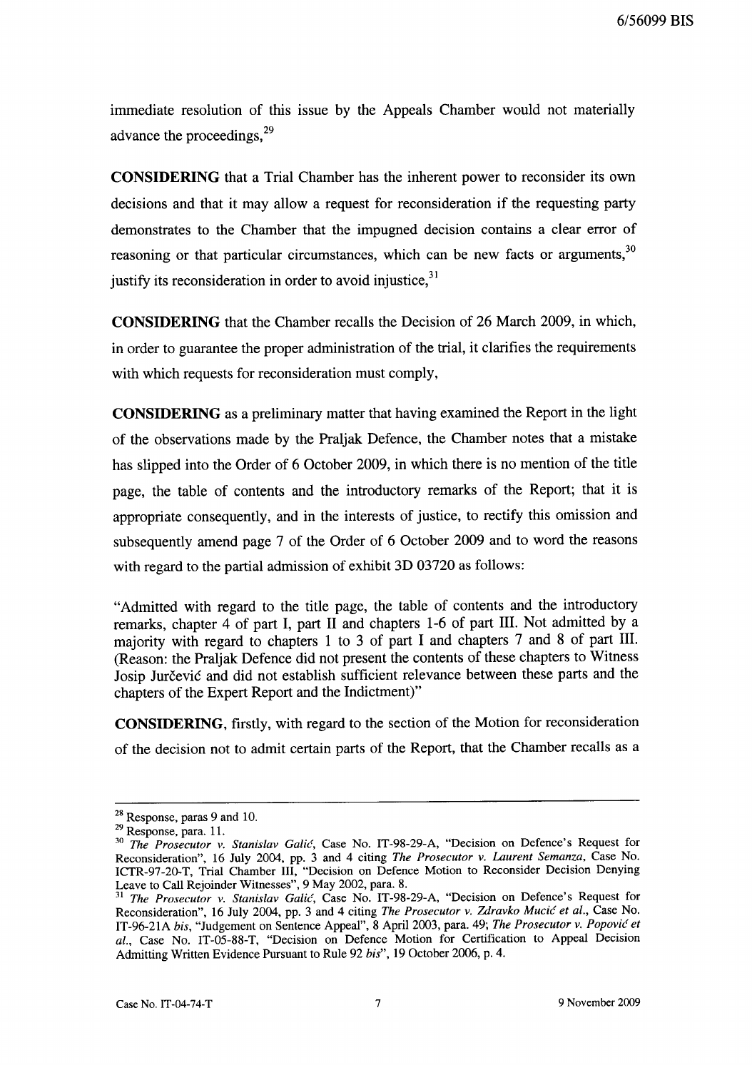immediate resolution of this issue by the Appeals Chamber would not materially advance the proceedings,[29]

**CONSIDERING** that a Trial Chamber has the inherent power to reconsider its own decisions and that it may allow a request for reconsideration if the requesting party demonstrates to the Chamber that the impugned decision contains a clear error of reasoning or that particular circumstances, which can be new facts or arguments,[30] justify its reconsideration in order to avoid injustice,[31]

**CONSIDERING** that the Chamber recalls the Decision of 26 March 2009, in which, in order to guarantee the proper administration of the trial, it clarifies the requirements with which requests for reconsideration must comply,

**CONSIDERING** as a preliminary matter that having examined the Report in the light of the observations made by the Praljak Defence, the Chamber notes that a mistake has slipped into the Order of 6 October 2009, in which there is no mention of the title page, the table of contents and the introductory remarks of the Report; that it is appropriate consequently, and in the interests of justice, to rectify this omission and subsequently amend page 7 of the Order of 6 October 2009 and to word the reasons with regard to the partial admission of exhibit 3D 03720 as follows:

"Admitted with regard to the title page, the table of contents and the introductory remarks, chapter 4 of part I, part II and chapters 1-6 of part III. Not admitted by a majority with regard to chapters 1 to 3 of part I and chapters 7 and 8 of part III. (Reason: the Praljak Defence did not present the contents of these chapters to Witness Josip Jurčević and did not establish sufficient relevance between these parts and the chapters of the Expert Report and the Indictment)"

**CONSIDERING**, firstly, with regard to the section of the Motion for reconsideration of the decision not to admit certain parts of the Report, that the Chamber recalls as a

---

[28] Response, paras 9 and 10.

[29] Response, para. 11.

[30] *The Prosecutor v. Stanislav Galić*, Case No. IT-98-29-A, "Decision on Defence's Request for Reconsideration", 16 July 2004, pp. 3 and 4 citing *The Prosecutor v. Laurent Semanza*, Case No. ICTR-97-20-T, Trial Chamber III, "Decision on Defence Motion to Reconsider Decision Denying Leave to Call Rejoinder Witnesses", 9 May 2002, para. 8.

[31] *The Prosecutor v. Stanislav Galić*, Case No. IT-98-29-A, "Decision on Defence's Request for Reconsideration", 16 July 2004, pp. 3 and 4 citing *The Prosecutor v. Zdravko Mucić et al.*, Case No. IT-96-21A *bis*, "Judgement on Sentence Appeal", 8 April 2003, para. 49; *The Prosecutor v. Popović et al.*, Case No. IT-05-88-T, "Decision on Defence Motion for Certification to Appeal Decision Admitting Written Evidence Pursuant to Rule 92 *bis*", 19 October 2006, p. 4.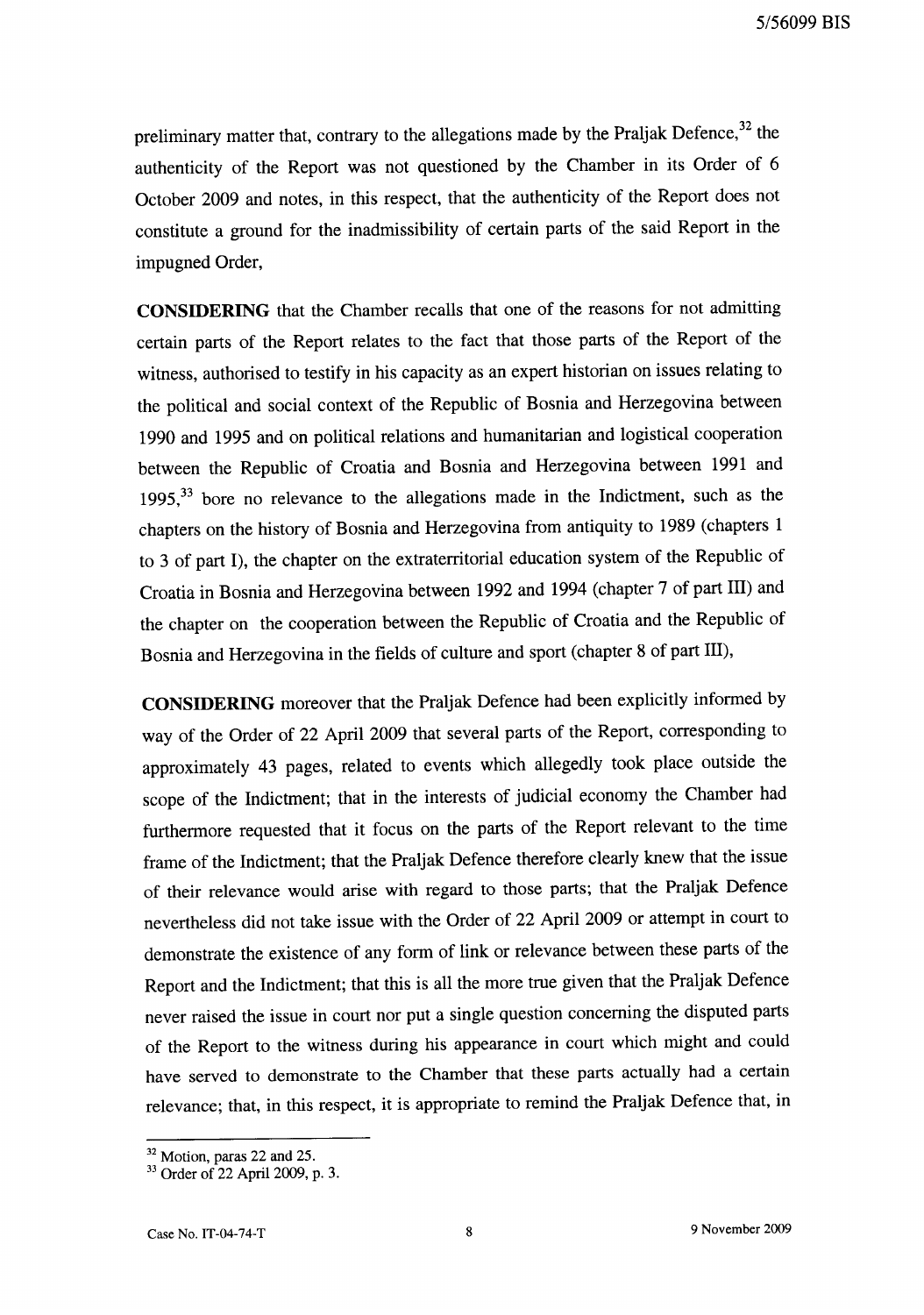preliminary matter that, contrary to the allegations made by the Praljak Defence,[32] the authenticity of the Report was not questioned by the Chamber in its Order of 6 October 2009 and notes, in this respect, that the authenticity of the Report does not constitute a ground for the inadmissibility of certain parts of the said Report in the impugned Order,

**CONSIDERING** that the Chamber recalls that one of the reasons for not admitting certain parts of the Report relates to the fact that those parts of the Report of the witness, authorised to testify in his capacity as an expert historian on issues relating to the political and social context of the Republic of Bosnia and Herzegovina between 1990 and 1995 and on political relations and humanitarian and logistical cooperation between the Republic of Croatia and Bosnia and Herzegovina between 1991 and 1995,[33] bore no relevance to the allegations made in the Indictment, such as the chapters on the history of Bosnia and Herzegovina from antiquity to 1989 (chapters 1 to 3 of part I), the chapter on the extraterritorial education system of the Republic of Croatia in Bosnia and Herzegovina between 1992 and 1994 (chapter 7 of part III) and the chapter on the cooperation between the Republic of Croatia and the Republic of Bosnia and Herzegovina in the fields of culture and sport (chapter 8 of part III),

**CONSIDERING** moreover that the Praljak Defence had been explicitly informed by way of the Order of 22 April 2009 that several parts of the Report, corresponding to approximately 43 pages, related to events which allegedly took place outside the scope of the Indictment; that in the interests of judicial economy the Chamber had furthermore requested that it focus on the parts of the Report relevant to the time frame of the Indictment; that the Praljak Defence therefore clearly knew that the issue of their relevance would arise with regard to those parts; that the Praljak Defence nevertheless did not take issue with the Order of 22 April 2009 or attempt in court to demonstrate the existence of any form of link or relevance between these parts of the Report and the Indictment; that this is all the more true given that the Praljak Defence never raised the issue in court nor put a single question concerning the disputed parts of the Report to the witness during his appearance in court which might and could have served to demonstrate to the Chamber that these parts actually had a certain relevance; that, in this respect, it is appropriate to remind the Praljak Defence that, in

---

[32] Motion, paras 22 and 25.

[33] Order of 22 April 2009, p. 3.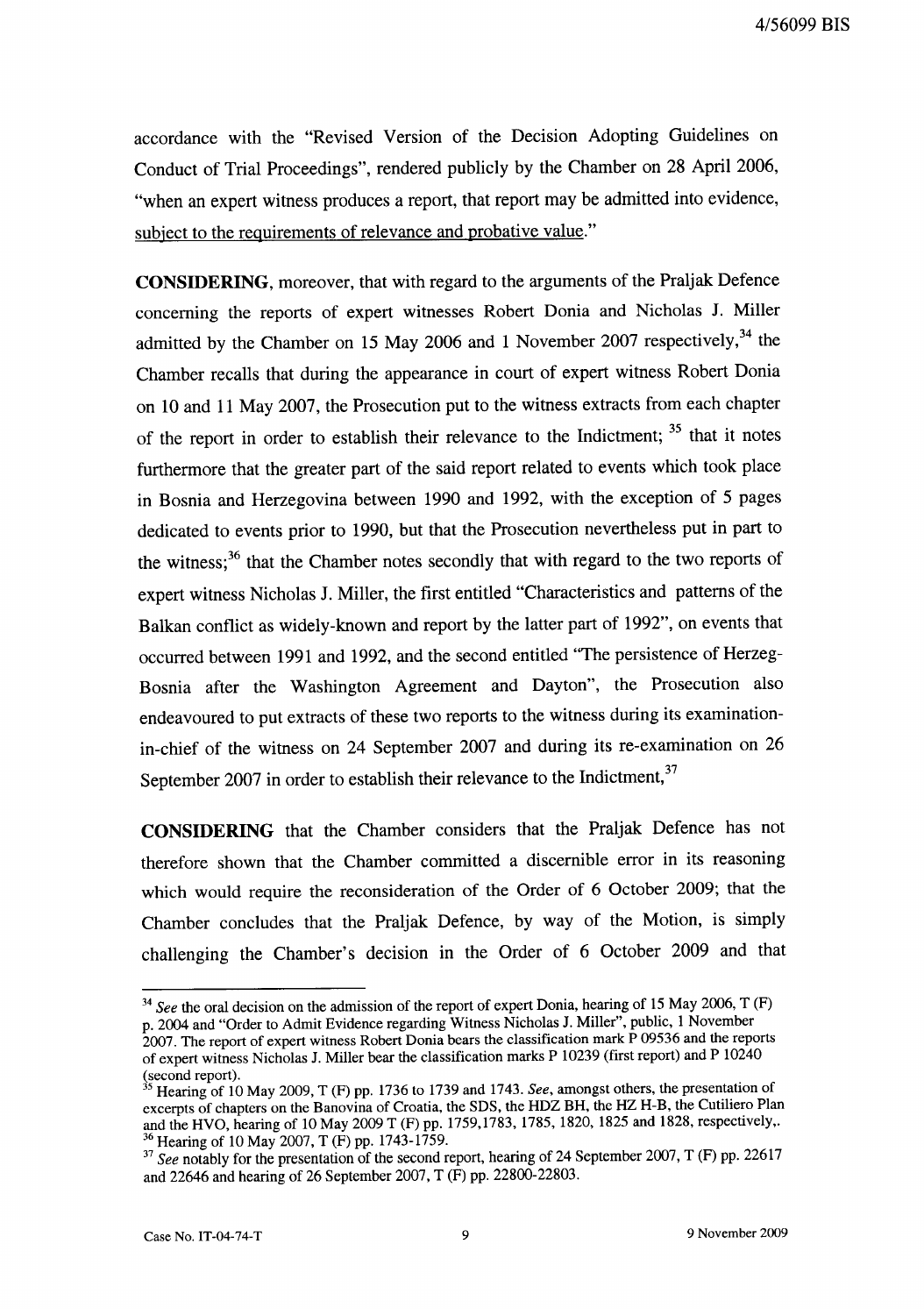accordance with the "Revised Version of the Decision Adopting Guidelines on Conduct of Trial Proceedings", rendered publicly by the Chamber on 28 April 2006, "when an expert witness produces a report, that report may be admitted into evidence, subject to the requirements of relevance and probative value."

**CONSIDERING**, moreover, that with regard to the arguments of the Praljak Defence concerning the reports of expert witnesses Robert Donia and Nicholas J. Miller admitted by the Chamber on 15 May 2006 and 1 November 2007 respectively,[34] the Chamber recalls that during the appearance in court of expert witness Robert Donia on 10 and 11 May 2007, the Prosecution put to the witness extracts from each chapter of the report in order to establish their relevance to the Indictment; [35] that it notes furthermore that the greater part of the said report related to events which took place in Bosnia and Herzegovina between 1990 and 1992, with the exception of 5 pages dedicated to events prior to 1990, but that the Prosecution nevertheless put in part to the witness;[36] that the Chamber notes secondly that with regard to the two reports of expert witness Nicholas J. Miller, the first entitled "Characteristics and patterns of the Balkan conflict as widely-known and report by the latter part of 1992", on events that occurred between 1991 and 1992, and the second entitled "The persistence of Herzeg-Bosnia after the Washington Agreement and Dayton", the Prosecution also endeavoured to put extracts of these two reports to the witness during its examination-in-chief of the witness on 24 September 2007 and during its re-examination on 26 September 2007 in order to establish their relevance to the Indictment,[37]

**CONSIDERING** that the Chamber considers that the Praljak Defence has not therefore shown that the Chamber committed a discernible error in its reasoning which would require the reconsideration of the Order of 6 October 2009; that the Chamber concludes that the Praljak Defence, by way of the Motion, is simply challenging the Chamber's decision in the Order of 6 October 2009 and that

---

[34] *See* the oral decision on the admission of the report of expert Donia, hearing of 15 May 2006, T (F) p. 2004 and "Order to Admit Evidence regarding Witness Nicholas J. Miller", public, 1 November 2007. The report of expert witness Robert Donia bears the classification mark P 09536 and the reports of expert witness Nicholas J. Miller bear the classification marks P 10239 (first report) and P 10240 (second report).

[35] Hearing of 10 May 2009, T (F) pp. 1736 to 1739 and 1743. *See*, amongst others, the presentation of excerpts of chapters on the Banovina of Croatia, the SDS, the HDZ BH, the HZ H-B, the Cutiliero Plan and the HVO, hearing of 10 May 2009 T (F) pp. 1759,1783, 1785, 1820, 1825 and 1828, respectively,.

[36] Hearing of 10 May 2007, T (F) pp. 1743-1759.

[37] *See* notably for the presentation of the second report, hearing of 24 September 2007, T (F) pp. 22617 and 22646 and hearing of 26 September 2007, T (F) pp. 22800-22803.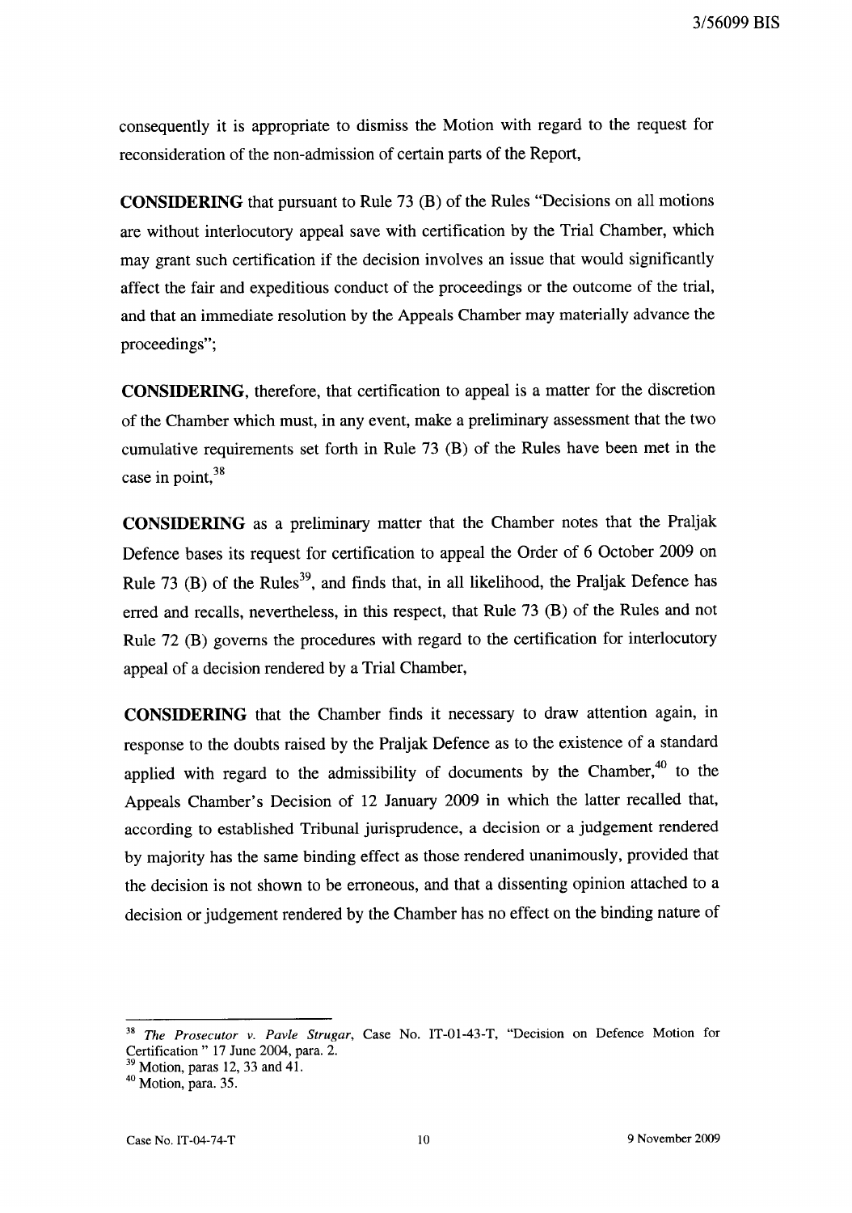consequently it is appropriate to dismiss the Motion with regard to the request for reconsideration of the non-admission of certain parts of the Report,

**CONSIDERING** that pursuant to Rule 73 (B) of the Rules "Decisions on all motions are without interlocutory appeal save with certification by the Trial Chamber, which may grant such certification if the decision involves an issue that would significantly affect the fair and expeditious conduct of the proceedings or the outcome of the trial, and that an immediate resolution by the Appeals Chamber may materially advance the proceedings";

**CONSIDERING**, therefore, that certification to appeal is a matter for the discretion of the Chamber which must, in any event, make a preliminary assessment that the two cumulative requirements set forth in Rule 73 (B) of the Rules have been met in the case in point,[38]

**CONSIDERING** as a preliminary matter that the Chamber notes that the Praljak Defence bases its request for certification to appeal the Order of 6 October 2009 on Rule 73 (B) of the Rules[39], and finds that, in all likelihood, the Praljak Defence has erred and recalls, nevertheless, in this respect, that Rule 73 (B) of the Rules and not Rule 72 (B) governs the procedures with regard to the certification for interlocutory appeal of a decision rendered by a Trial Chamber,

**CONSIDERING** that the Chamber finds it necessary to draw attention again, in response to the doubts raised by the Praljak Defence as to the existence of a standard applied with regard to the admissibility of documents by the Chamber,[40] to the Appeals Chamber's Decision of 12 January 2009 in which the latter recalled that, according to established Tribunal jurisprudence, a decision or a judgement rendered by majority has the same binding effect as those rendered unanimously, provided that the decision is not shown to be erroneous, and that a dissenting opinion attached to a decision or judgement rendered by the Chamber has no effect on the binding nature of

---

[38] *The Prosecutor v. Pavle Strugar*, Case No. IT-01-43-T, "Decision on Defence Motion for Certification " 17 June 2004, para. 2.

[39] Motion, paras 12, 33 and 41.

[40] Motion, para. 35.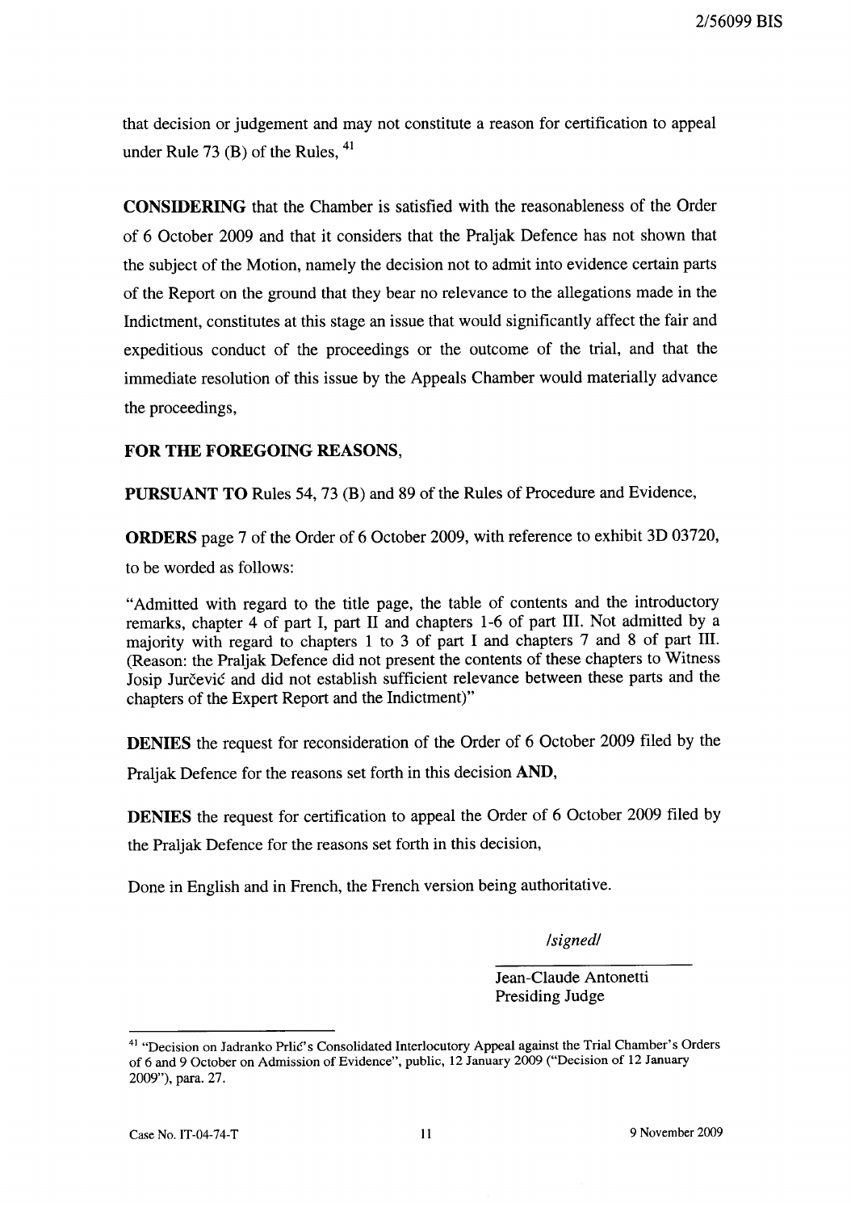that decision or judgement and may not constitute a reason for certification to appeal under Rule 73 (B) of the Rules, [41]

**CONSIDERING** that the Chamber is satisfied with the reasonableness of the Order of 6 October 2009 and that it considers that the Praljak Defence has not shown that the subject of the Motion, namely the decision not to admit into evidence certain parts of the Report on the ground that they bear no relevance to the allegations made in the Indictment, constitutes at this stage an issue that would significantly affect the fair and expeditious conduct of the proceedings or the outcome of the trial, and that the immediate resolution of this issue by the Appeals Chamber would materially advance the proceedings,

**FOR THE FOREGOING REASONS,**

**PURSUANT TO** Rules 54, 73 (B) and 89 of the Rules of Procedure and Evidence,

**ORDERS** page 7 of the Order of 6 October 2009, with reference to exhibit 3D 03720, to be worded as follows:

> "Admitted with regard to the title page, the table of contents and the introductory remarks, chapter 4 of part I, part II and chapters 1-6 of part III. Not admitted by a majority with regard to chapters 1 to 3 of part I and chapters 7 and 8 of part III. (Reason: the Praljak Defence did not present the contents of these chapters to Witness Josip Jurčević and did not establish sufficient relevance between these parts and the chapters of the Expert Report and the Indictment)"

**DENIES** the request for reconsideration of the Order of 6 October 2009 filed by the Praljak Defence for the reasons set forth in this decision **AND,**

**DENIES** the request for certification to appeal the Order of 6 October 2009 filed by the Praljak Defence for the reasons set forth in this decision,

Done in English and in French, the French version being authoritative.

*/signed/*

Jean-Claude Antonetti
Presiding Judge

---

[41] "Decision on Jadranko Prlić's Consolidated Interlocutory Appeal against the Trial Chamber's Orders of 6 and 9 October on Admission of Evidence", public, 12 January 2009 ("Decision of 12 January 2009"), para. 27.

Case No. IT-04-74-T — 9 November 2009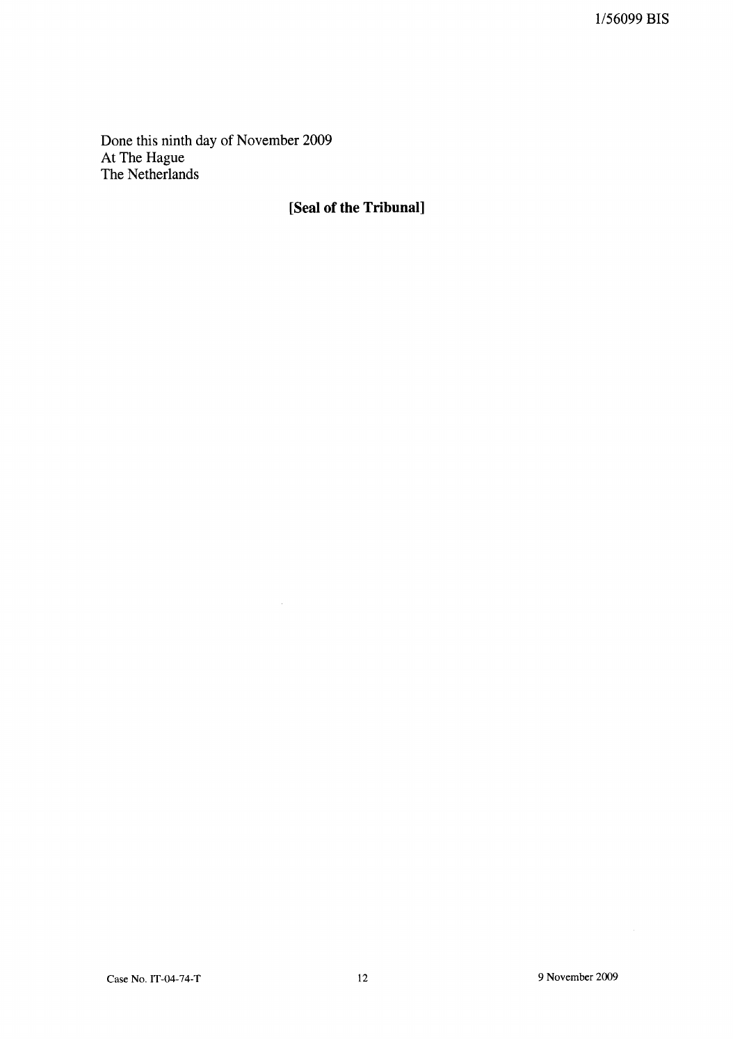Done this ninth day of November 2009
At The Hague
The Netherlands

**[Seal of the Tribunal]**